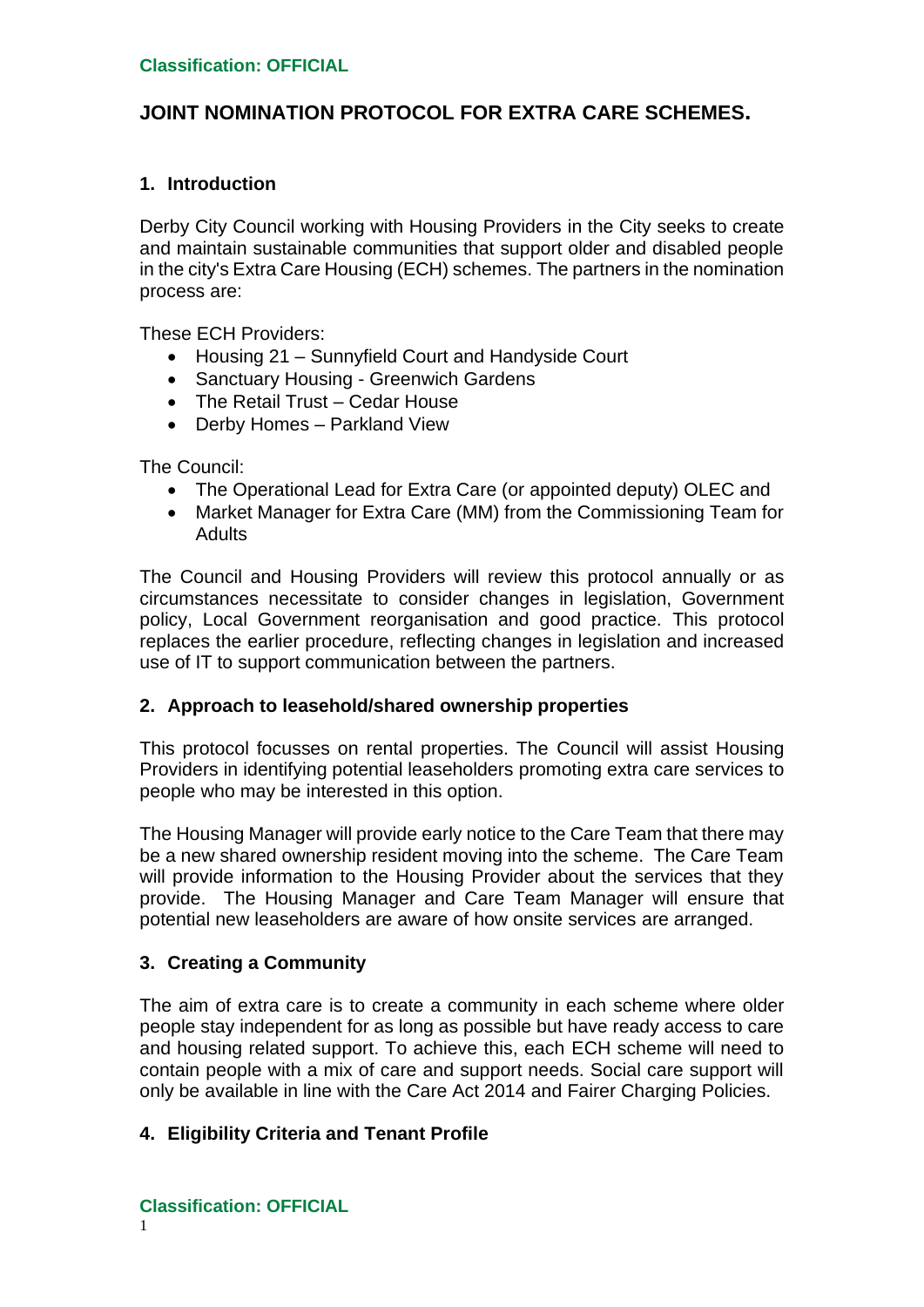# JOINT NOMINATION PROTOCOL FOR EXTRA CARE SCHEMES.

## 1. Introduction

Derby City Council working with Housing Providers in the City seeks to create and maintain sustainable communities that support older and disabled people in the city's Extra Care Housing (ECH) schemes. The partners in the nomination process are:

These ECH Providers:

- Housing 21 – Sunnyfield Court and Handyside Court
- Sanctuary Housing - Greenwich Gardens
- The Retail Trust – Cedar House
- Derby Homes – Parkland View

The Council:

- The Operational Lead for Extra Care (or appointed deputy) OLEC and
- Market Manager for Extra Care (MM) from the Commissioning Team for Adults

The Council and Housing Providers will review this protocol annually or as circumstances necessitate to consider changes in legislation, Government policy, Local Government reorganisation and good practice. This protocol replaces the earlier procedure, reflecting changes in legislation and increased use of IT to support communication between the partners.

## 2. Approach to leasehold/shared ownership properties

This protocol focusses on rental properties. The Council will assist Housing Providers in identifying potential leaseholders promoting extra care services to people who may be interested in this option.

The Housing Manager will provide early notice to the Care Team that there may be a new shared ownership resident moving into the scheme. The Care Team will provide information to the Housing Provider about the services that they provide. The Housing Manager and Care Team Manager will ensure that potential new leaseholders are aware of how onsite services are arranged.

## 3. Creating a Community

The aim of extra care is to create a community in each scheme where older people stay independent for as long as possible but have ready access to care and housing related support. To achieve this, each ECH scheme will need to contain people with a mix of care and support needs. Social care support will only be available in line with the Care Act 2014 and Fairer Charging Policies.

## 4. Eligibility Criteria and Tenant Profile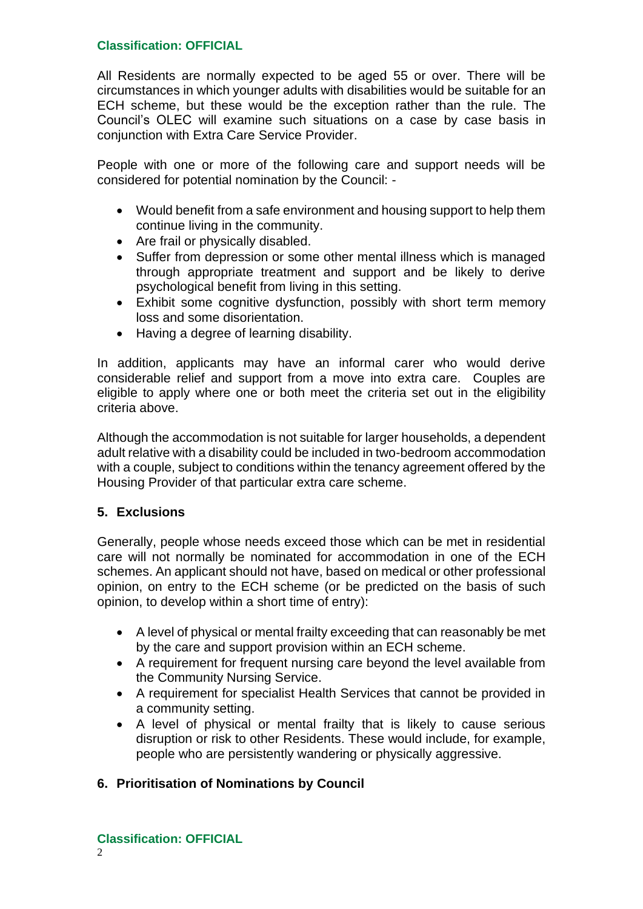All Residents are normally expected to be aged 55 or over. There will be circumstances in which younger adults with disabilities would be suitable for an ECH scheme, but these would be the exception rather than the rule. The Council's OLEC will examine such situations on a case by case basis in conjunction with Extra Care Service Provider.

People with one or more of the following care and support needs will be considered for potential nomination by the Council: -

- Would benefit from a safe environment and housing support to help them continue living in the community.
- Are frail or physically disabled.
- Suffer from depression or some other mental illness which is managed through appropriate treatment and support and be likely to derive psychological benefit from living in this setting.
- Exhibit some cognitive dysfunction, possibly with short term memory loss and some disorientation.
- Having a degree of learning disability.

In addition, applicants may have an informal carer who would derive considerable relief and support from a move into extra care. Couples are eligible to apply where one or both meet the criteria set out in the eligibility criteria above.

Although the accommodation is not suitable for larger households, a dependent adult relative with a disability could be included in two-bedroom accommodation with a couple, subject to conditions within the tenancy agreement offered by the Housing Provider of that particular extra care scheme.

## 5. Exclusions

Generally, people whose needs exceed those which can be met in residential care will not normally be nominated for accommodation in one of the ECH schemes. An applicant should not have, based on medical or other professional opinion, on entry to the ECH scheme (or be predicted on the basis of such opinion, to develop within a short time of entry):

- A level of physical or mental frailty exceeding that can reasonably be met by the care and support provision within an ECH scheme.
- A requirement for frequent nursing care beyond the level available from the Community Nursing Service.
- A requirement for specialist Health Services that cannot be provided in a community setting.
- A level of physical or mental frailty that is likely to cause serious disruption or risk to other Residents. These would include, for example, people who are persistently wandering or physically aggressive.

## 6. Prioritisation of Nominations by Council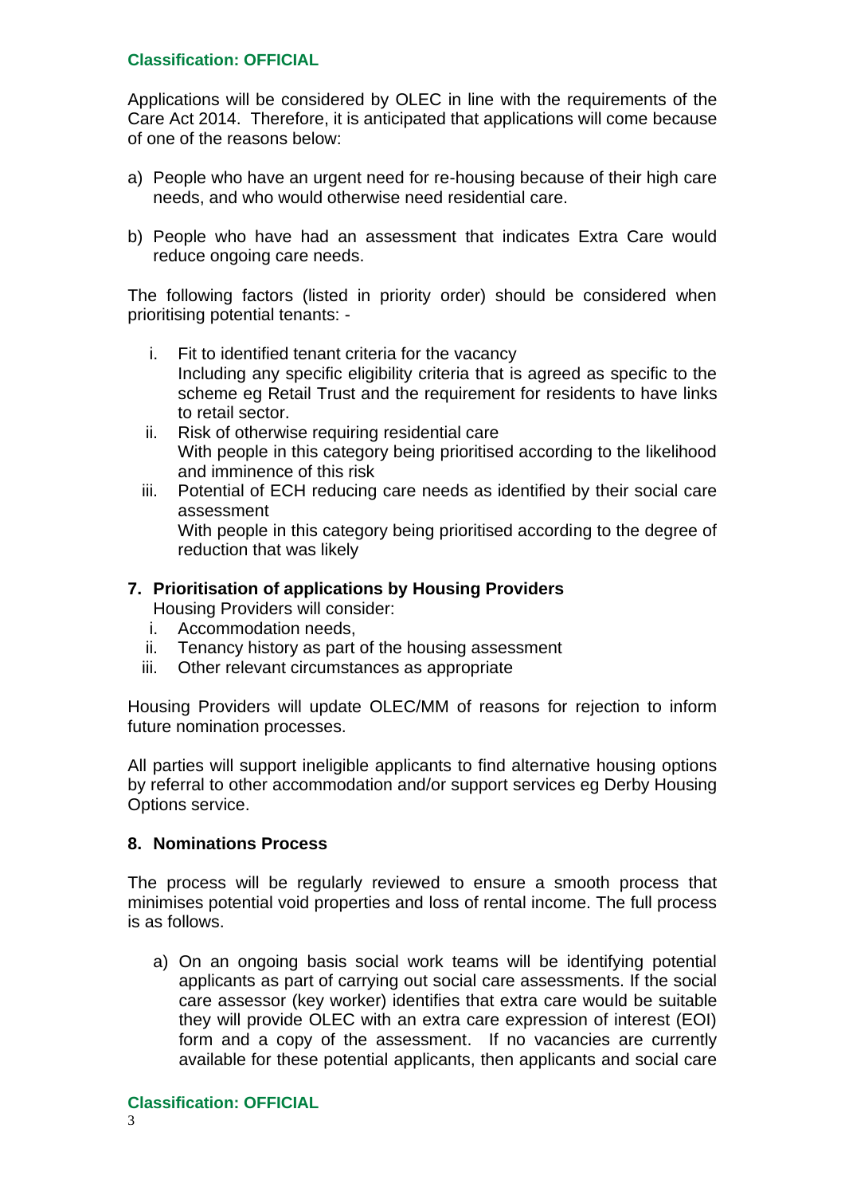Applications will be considered by OLEC in line with the requirements of the Care Act 2014. Therefore, it is anticipated that applications will come because of one of the reasons below:

a) People who have an urgent need for re-housing because of their high care needs, and who would otherwise need residential care.

b) People who have had an assessment that indicates Extra Care would reduce ongoing care needs.

The following factors (listed in priority order) should be considered when prioritising potential tenants: -

i. Fit to identified tenant criteria for the vacancy
   Including any specific eligibility criteria that is agreed as specific to the scheme eg Retail Trust and the requirement for residents to have links to retail sector.
ii. Risk of otherwise requiring residential care
   With people in this category being prioritised according to the likelihood and imminence of this risk
iii. Potential of ECH reducing care needs as identified by their social care assessment
   With people in this category being prioritised according to the degree of reduction that was likely

## 7. Prioritisation of applications by Housing Providers

Housing Providers will consider:

i. Accommodation needs,
ii. Tenancy history as part of the housing assessment
iii. Other relevant circumstances as appropriate

Housing Providers will update OLEC/MM of reasons for rejection to inform future nomination processes.

All parties will support ineligible applicants to find alternative housing options by referral to other accommodation and/or support services eg Derby Housing Options service.

## 8. Nominations Process

The process will be regularly reviewed to ensure a smooth process that minimises potential void properties and loss of rental income. The full process is as follows.

a) On an ongoing basis social work teams will be identifying potential applicants as part of carrying out social care assessments. If the social care assessor (key worker) identifies that extra care would be suitable they will provide OLEC with an extra care expression of interest (EOI) form and a copy of the assessment. If no vacancies are currently available for these potential applicants, then applicants and social care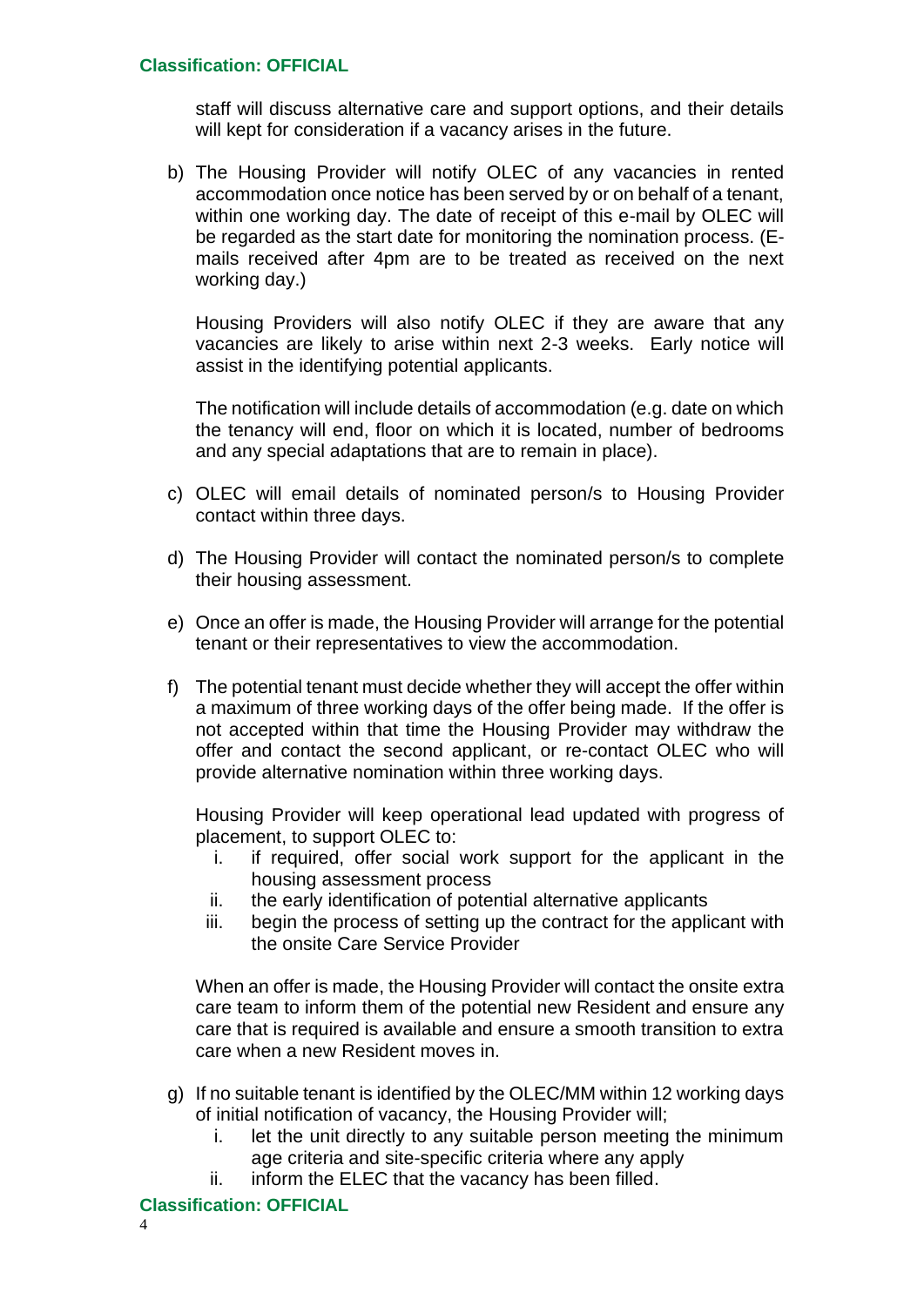staff will discuss alternative care and support options, and their details will kept for consideration if a vacancy arises in the future.

b) The Housing Provider will notify OLEC of any vacancies in rented accommodation once notice has been served by or on behalf of a tenant, within one working day. The date of receipt of this e-mail by OLEC will be regarded as the start date for monitoring the nomination process. (E-mails received after 4pm are to be treated as received on the next working day.)

   Housing Providers will also notify OLEC if they are aware that any vacancies are likely to arise within next 2-3 weeks. Early notice will assist in the identifying potential applicants.

   The notification will include details of accommodation (e.g. date on which the tenancy will end, floor on which it is located, number of bedrooms and any special adaptations that are to remain in place).

c) OLEC will email details of nominated person/s to Housing Provider contact within three days.

d) The Housing Provider will contact the nominated person/s to complete their housing assessment.

e) Once an offer is made, the Housing Provider will arrange for the potential tenant or their representatives to view the accommodation.

f) The potential tenant must decide whether they will accept the offer within a maximum of three working days of the offer being made. If the offer is not accepted within that time the Housing Provider may withdraw the offer and contact the second applicant, or re-contact OLEC who will provide alternative nomination within three working days.

   Housing Provider will keep operational lead updated with progress of placement, to support OLEC to:

   i. if required, offer social work support for the applicant in the housing assessment process
   ii. the early identification of potential alternative applicants
   iii. begin the process of setting up the contract for the applicant with the onsite Care Service Provider

   When an offer is made, the Housing Provider will contact the onsite extra care team to inform them of the potential new Resident and ensure any care that is required is available and ensure a smooth transition to extra care when a new Resident moves in.

g) If no suitable tenant is identified by the OLEC/MM within 12 working days of initial notification of vacancy, the Housing Provider will;

   i. let the unit directly to any suitable person meeting the minimum age criteria and site-specific criteria where any apply
   ii. inform the ELEC that the vacancy has been filled.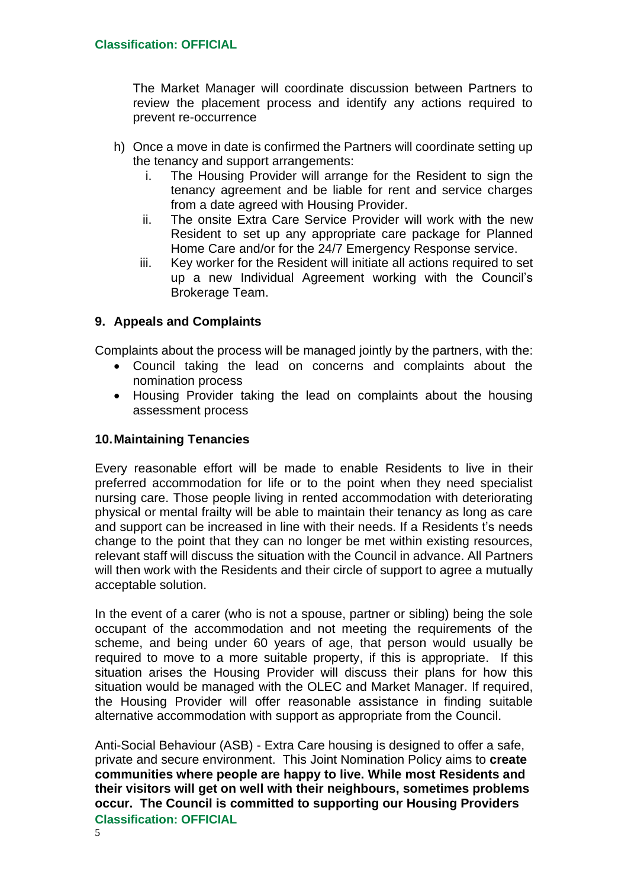The Market Manager will coordinate discussion between Partners to review the placement process and identify any actions required to prevent re-occurrence

h) Once a move in date is confirmed the Partners will coordinate setting up the tenancy and support arrangements:
   i. The Housing Provider will arrange for the Resident to sign the tenancy agreement and be liable for rent and service charges from a date agreed with Housing Provider.
   ii. The onsite Extra Care Service Provider will work with the new Resident to set up any appropriate care package for Planned Home Care and/or for the 24/7 Emergency Response service.
   iii. Key worker for the Resident will initiate all actions required to set up a new Individual Agreement working with the Council's Brokerage Team.

## 9. Appeals and Complaints

Complaints about the process will be managed jointly by the partners, with the:

- Council taking the lead on concerns and complaints about the nomination process
- Housing Provider taking the lead on complaints about the housing assessment process

## 10. Maintaining Tenancies

Every reasonable effort will be made to enable Residents to live in their preferred accommodation for life or to the point when they need specialist nursing care. Those people living in rented accommodation with deteriorating physical or mental frailty will be able to maintain their tenancy as long as care and support can be increased in line with their needs. If a Residents t's needs change to the point that they can no longer be met within existing resources, relevant staff will discuss the situation with the Council in advance. All Partners will then work with the Residents and their circle of support to agree a mutually acceptable solution.

In the event of a carer (who is not a spouse, partner or sibling) being the sole occupant of the accommodation and not meeting the requirements of the scheme, and being under 60 years of age, that person would usually be required to move to a more suitable property, if this is appropriate. If this situation arises the Housing Provider will discuss their plans for how this situation would be managed with the OLEC and Market Manager. If required, the Housing Provider will offer reasonable assistance in finding suitable alternative accommodation with support as appropriate from the Council.

Anti-Social Behaviour (ASB) - Extra Care housing is designed to offer a safe, private and secure environment. This Joint Nomination Policy aims to **create communities where people are happy to live. While most Residents and their visitors will get on well with their neighbours, sometimes problems occur. The Council is committed to supporting our Housing Providers**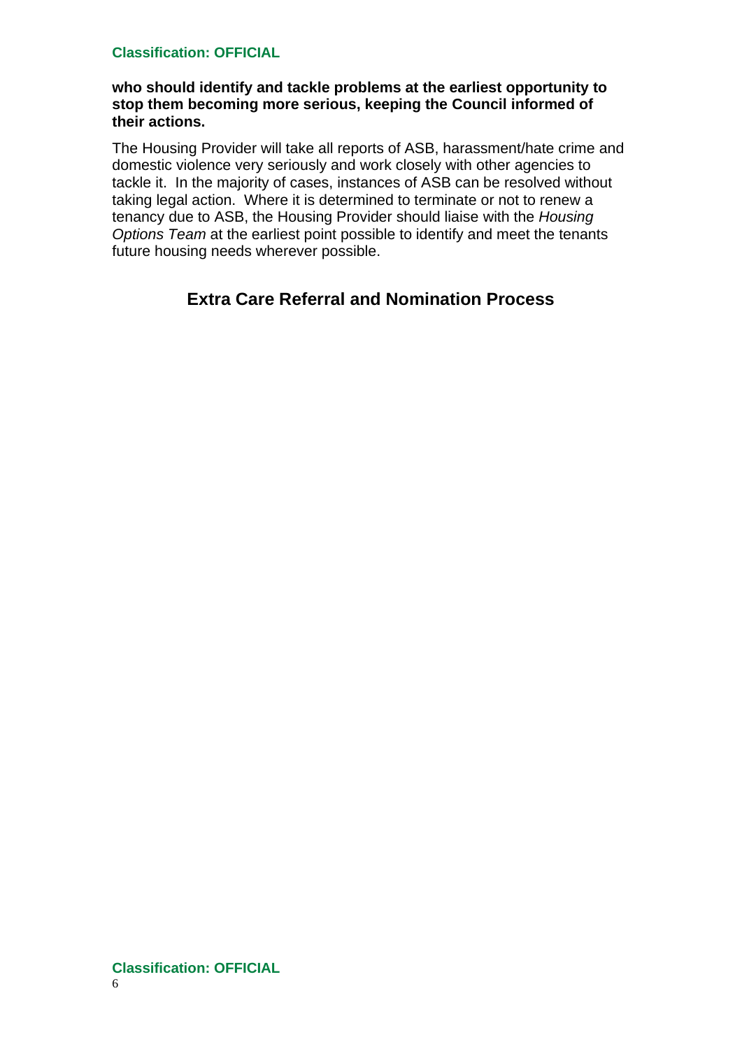**who should identify and tackle problems at the earliest opportunity to stop them becoming more serious, keeping the Council informed of their actions.**

The Housing Provider will take all reports of ASB, harassment/hate crime and domestic violence very seriously and work closely with other agencies to tackle it. In the majority of cases, instances of ASB can be resolved without taking legal action. Where it is determined to terminate or not to renew a tenancy due to ASB, the Housing Provider should liaise with the *Housing Options Team* at the earliest point possible to identify and meet the tenants future housing needs wherever possible.

## Extra Care Referral and Nomination Process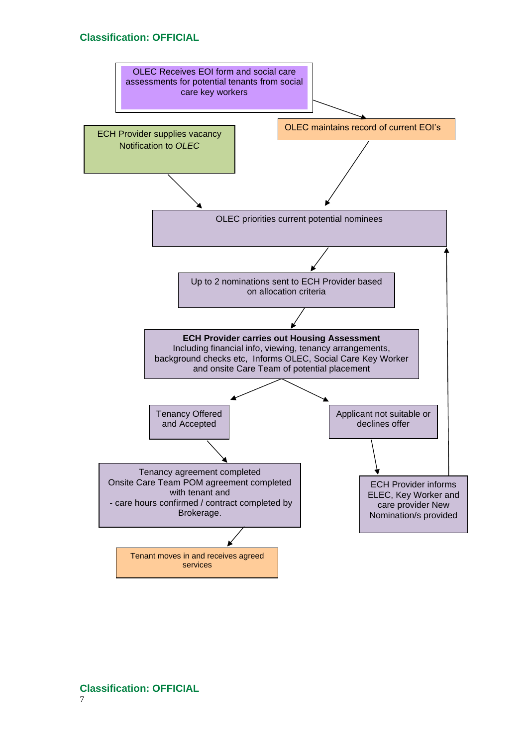OLEC Receives EOI form and social care assessments for potential tenants from social care key workers

OLEC maintains record of current EOI's

ECH Provider supplies vacancy Notification to *OLEC*

OLEC priorities current potential nominees

Up to 2 nominations sent to ECH Provider based on allocation criteria

**ECH Provider carries out Housing Assessment**
Including financial info, viewing, tenancy arrangements, background checks etc, Informs OLEC, Social Care Key Worker and onsite Care Team of potential placement

Tenancy Offered and Accepted

Applicant not suitable or declines offer

Tenancy agreement completed
Onsite Care Team POM agreement completed with tenant and
- care hours confirmed / contract completed by Brokerage.

ECH Provider informs ELEC, Key Worker and care provider New Nomination/s provided

Tenant moves in and receives agreed services